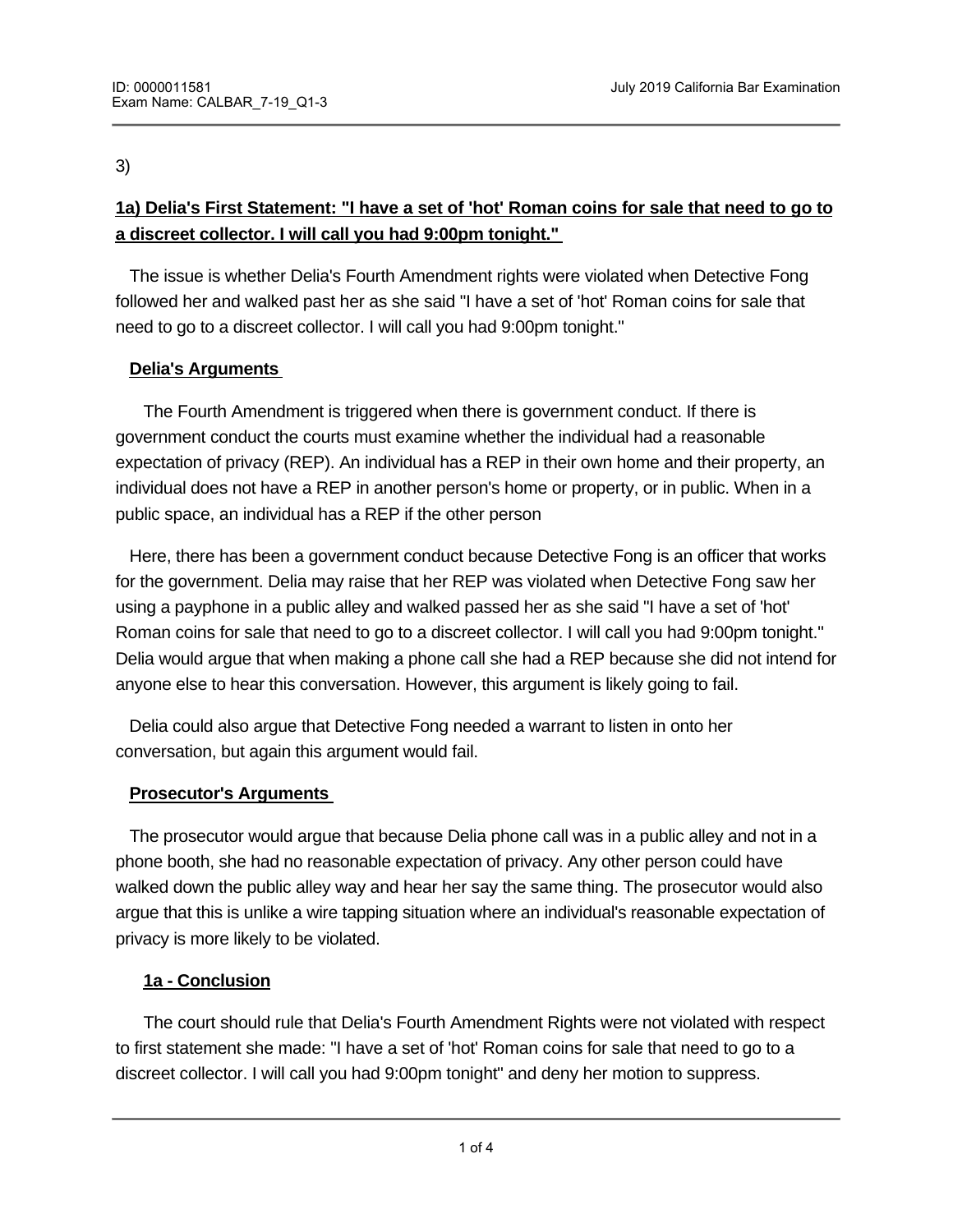3)

**1a) Delia's First Statement: "I have a set of 'hot' Roman coins for sale that need to go to a discreet collector. I will call you had 9:00pm tonight."**

The issue is whether Delia's Fourth Amendment rights were violated when Detective Fong followed her and walked past her as she said "I have a set of 'hot' Roman coins for sale that need to go to a discreet collector. I will call you had 9:00pm tonight."

**Delia's Arguments**

The Fourth Amendment is triggered when there is government conduct. If there is government conduct the courts must examine whether the individual had a reasonable expectation of privacy (REP). An individual has a REP in their own home and their property, an individual does not have a REP in another person's home or property, or in public. When in a public space, an individual has a REP if the other person

Here, there has been a government conduct because Detective Fong is an officer that works for the government. Delia may raise that her REP was violated when Detective Fong saw her using a payphone in a public alley and walked passed her as she said "I have a set of 'hot' Roman coins for sale that need to go to a discreet collector. I will call you had 9:00pm tonight." Delia would argue that when making a phone call she had a REP because she did not intend for anyone else to hear this conversation. However, this argument is likely going to fail.

Delia could also argue that Detective Fong needed a warrant to listen in onto her conversation, but again this argument would fail.

**Prosecutor's Arguments**

The prosecutor would argue that because Delia phone call was in a public alley and not in a phone booth, she had no reasonable expectation of privacy. Any other person could have walked down the public alley way and hear her say the same thing. The prosecutor would also argue that this is unlike a wire tapping situation where an individual's reasonable expectation of privacy is more likely to be violated.

**1a - Conclusion**

The court should rule that Delia's Fourth Amendment Rights were not violated with respect to first statement she made: "I have a set of 'hot' Roman coins for sale that need to go to a discreet collector. I will call you had 9:00pm tonight" and deny her motion to suppress.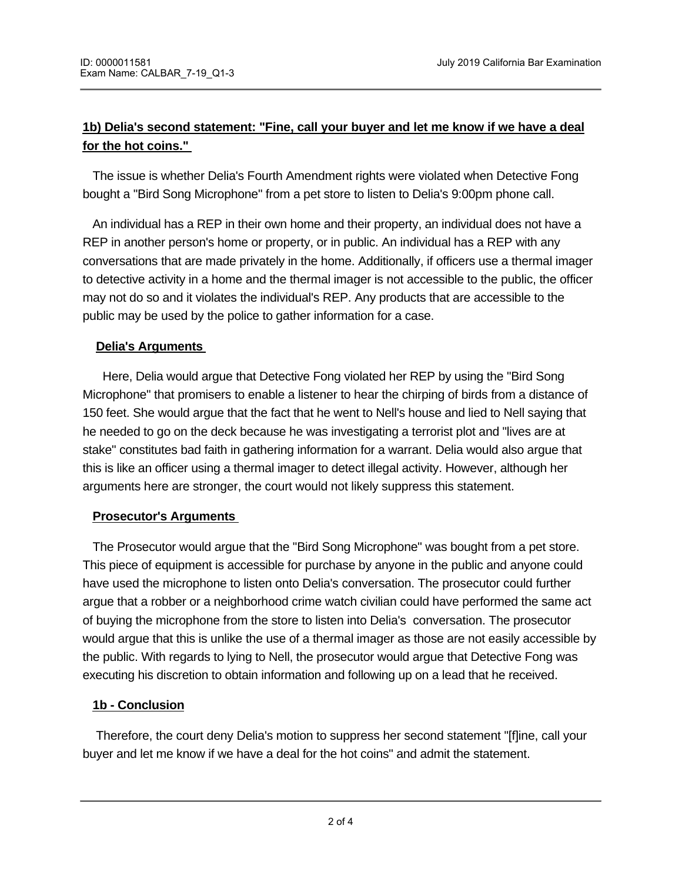## 1b) Delia's second statement: "Fine, call your buyer and let me know if we have a deal for the hot coins."

The issue is whether Delia's Fourth Amendment rights were violated when Detective Fong bought a "Bird Song Microphone" from a pet store to listen to Delia's 9:00pm phone call.

An individual has a REP in their own home and their property, an individual does not have a REP in another person's home or property, or in public. An individual has a REP with any conversations that are made privately in the home. Additionally, if officers use a thermal imager to detective activity in a home and the thermal imager is not accessible to the public, the officer may not do so and it violates the individual's REP. Any products that are accessible to the public may be used by the police to gather information for a case.

### Delia's Arguments

Here, Delia would argue that Detective Fong violated her REP by using the "Bird Song Microphone" that promisers to enable a listener to hear the chirping of birds from a distance of 150 feet. She would argue that the fact that he went to Nell's house and lied to Nell saying that he needed to go on the deck because he was investigating a terrorist plot and "lives are at stake" constitutes bad faith in gathering information for a warrant. Delia would also argue that this is like an officer using a thermal imager to detect illegal activity. However, although her arguments here are stronger, the court would not likely suppress this statement.

### Prosecutor's Arguments

The Prosecutor would argue that the "Bird Song Microphone" was bought from a pet store. This piece of equipment is accessible for purchase by anyone in the public and anyone could have used the microphone to listen onto Delia's conversation. The prosecutor could further argue that a robber or a neighborhood crime watch civilian could have performed the same act of buying the microphone from the store to listen into Delia's conversation. The prosecutor would argue that this is unlike the use of a thermal imager as those are not easily accessible by the public. With regards to lying to Nell, the prosecutor would argue that Detective Fong was executing his discretion to obtain information and following up on a lead that he received.

### 1b - Conclusion

Therefore, the court deny Delia's motion to suppress her second statement "[f]ine, call your buyer and let me know if we have a deal for the hot coins" and admit the statement.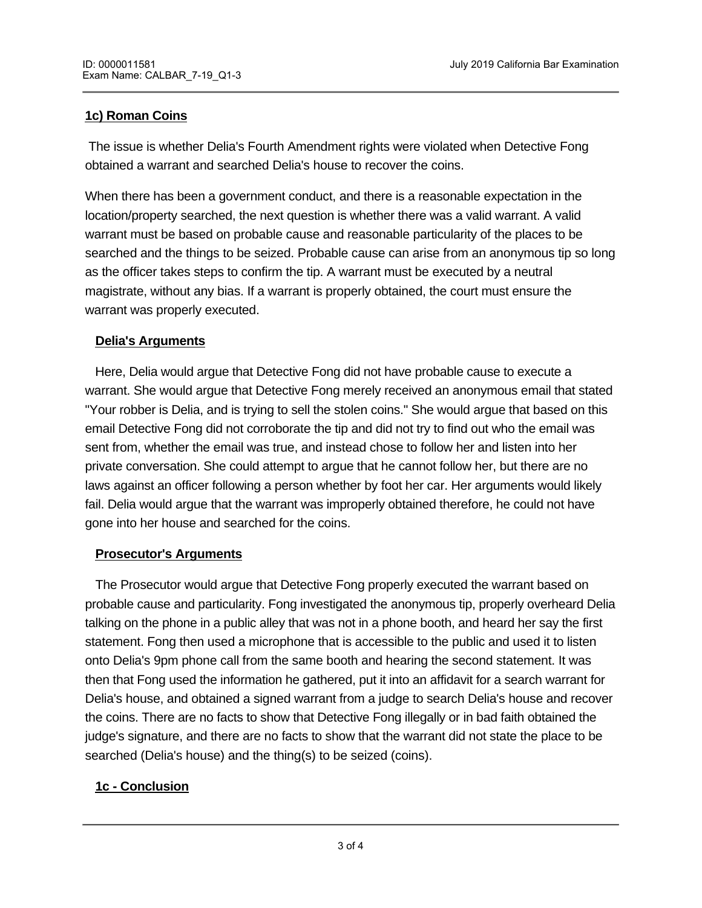**1c) Roman Coins**

The issue is whether Delia's Fourth Amendment rights were violated when Detective Fong obtained a warrant and searched Delia's house to recover the coins.

When there has been a government conduct, and there is a reasonable expectation in the location/property searched, the next question is whether there was a valid warrant. A valid warrant must be based on probable cause and reasonable particularity of the places to be searched and the things to be seized. Probable cause can arise from an anonymous tip so long as the officer takes steps to confirm the tip. A warrant must be executed by a neutral magistrate, without any bias. If a warrant is properly obtained, the court must ensure the warrant was properly executed.

**Delia's Arguments**

Here, Delia would argue that Detective Fong did not have probable cause to execute a warrant. She would argue that Detective Fong merely received an anonymous email that stated "Your robber is Delia, and is trying to sell the stolen coins." She would argue that based on this email Detective Fong did not corroborate the tip and did not try to find out who the email was sent from, whether the email was true, and instead chose to follow her and listen into her private conversation. She could attempt to argue that he cannot follow her, but there are no laws against an officer following a person whether by foot her car. Her arguments would likely fail. Delia would argue that the warrant was improperly obtained therefore, he could not have gone into her house and searched for the coins.

**Prosecutor's Arguments**

The Prosecutor would argue that Detective Fong properly executed the warrant based on probable cause and particularity. Fong investigated the anonymous tip, properly overheard Delia talking on the phone in a public alley that was not in a phone booth, and heard her say the first statement. Fong then used a microphone that is accessible to the public and used it to listen onto Delia's 9pm phone call from the same booth and hearing the second statement. It was then that Fong used the information he gathered, put it into an affidavit for a search warrant for Delia's house, and obtained a signed warrant from a judge to search Delia's house and recover the coins. There are no facts to show that Detective Fong illegally or in bad faith obtained the judge's signature, and there are no facts to show that the warrant did not state the place to be searched (Delia's house) and the thing(s) to be seized (coins).

**1c - Conclusion**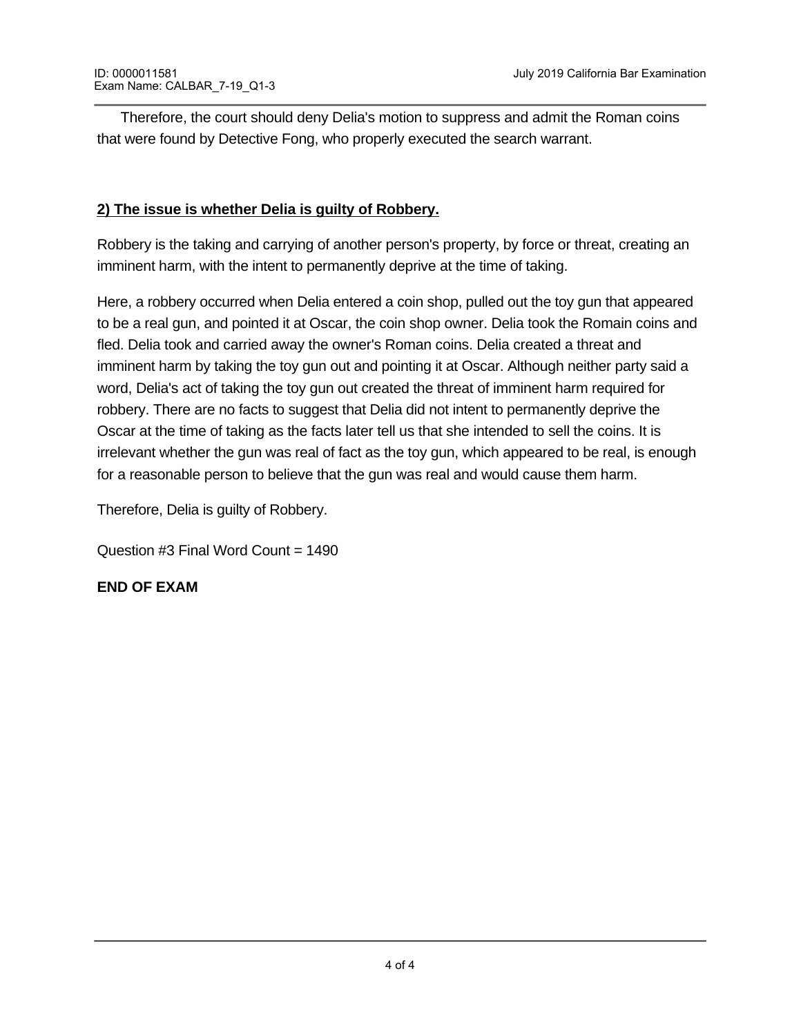Therefore, the court should deny Delia's motion to suppress and admit the Roman coins that were found by Detective Fong, who properly executed the search warrant.

**2) The issue is whether Delia is guilty of Robbery.**

Robbery is the taking and carrying of another person's property, by force or threat, creating an imminent harm, with the intent to permanently deprive at the time of taking.

Here, a robbery occurred when Delia entered a coin shop, pulled out the toy gun that appeared to be a real gun, and pointed it at Oscar, the coin shop owner. Delia took the Romain coins and fled. Delia took and carried away the owner's Roman coins. Delia created a threat and imminent harm by taking the toy gun out and pointing it at Oscar. Although neither party said a word, Delia's act of taking the toy gun out created the threat of imminent harm required for robbery. There are no facts to suggest that Delia did not intent to permanently deprive the Oscar at the time of taking as the facts later tell us that she intended to sell the coins. It is irrelevant whether the gun was real of fact as the toy gun, which appeared to be real, is enough for a reasonable person to believe that the gun was real and would cause them harm.

Therefore, Delia is guilty of Robbery.

Question #3 Final Word Count = 1490

**END OF EXAM**